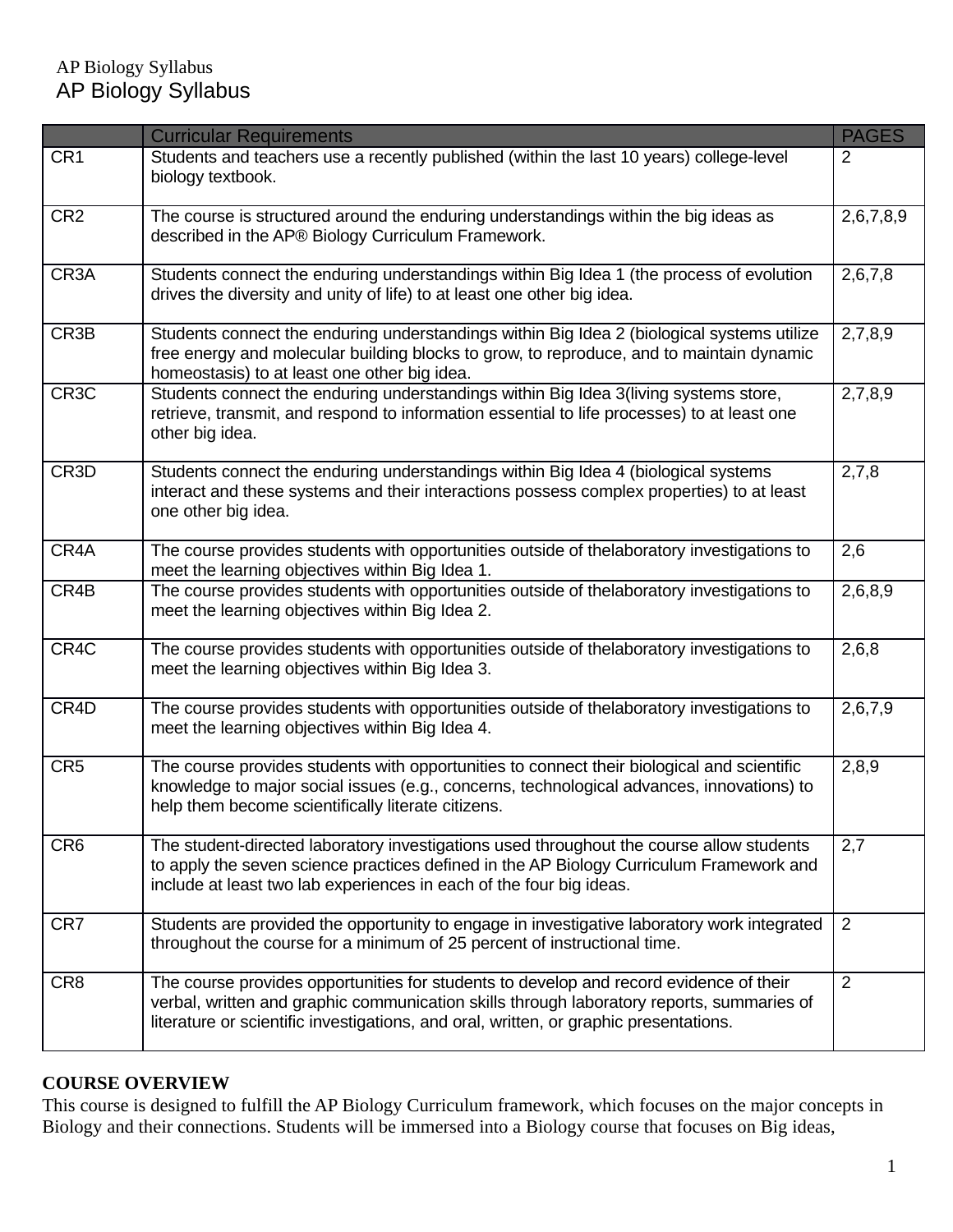# AP Biology Syllabus

| | Curricular Requirements | PAGES |
|---|---|---|
| CR1 | Students and teachers use a recently published (within the last 10 years) college-level biology textbook. | 2 |
| CR2 | The course is structured around the enduring understandings within the big ideas as described in the AP® Biology Curriculum Framework. | 2,6,7,8,9 |
| CR3A | Students connect the enduring understandings within Big Idea 1 (the process of evolution drives the diversity and unity of life) to at least one other big idea. | 2,6,7,8 |
| CR3B | Students connect the enduring understandings within Big Idea 2 (biological systems utilize free energy and molecular building blocks to grow, to reproduce, and to maintain dynamic homeostasis) to at least one other big idea. | 2,7,8,9 |
| CR3C | Students connect the enduring understandings within Big Idea 3(living systems store, retrieve, transmit, and respond to information essential to life processes) to at least one other big idea. | 2,7,8,9 |
| CR3D | Students connect the enduring understandings within Big Idea 4 (biological systems interact and these systems and their interactions possess complex properties) to at least one other big idea. | 2,7,8 |
| CR4A | The course provides students with opportunities outside of thelaboratory investigations to meet the learning objectives within Big Idea 1. | 2,6 |
| CR4B | The course provides students with opportunities outside of thelaboratory investigations to meet the learning objectives within Big Idea 2. | 2,6,8,9 |
| CR4C | The course provides students with opportunities outside of thelaboratory investigations to meet the learning objectives within Big Idea 3. | 2,6,8 |
| CR4D | The course provides students with opportunities outside of thelaboratory investigations to meet the learning objectives within Big Idea 4. | 2,6,7,9 |
| CR5 | The course provides students with opportunities to connect their biological and scientific knowledge to major social issues (e.g., concerns, technological advances, innovations) to help them become scientifically literate citizens. | 2,8,9 |
| CR6 | The student-directed laboratory investigations used throughout the course allow students to apply the seven science practices defined in the AP Biology Curriculum Framework and include at least two lab experiences in each of the four big ideas. | 2,7 |
| CR7 | Students are provided the opportunity to engage in investigative laboratory work integrated throughout the course for a minimum of 25 percent of instructional time. | 2 |
| CR8 | The course provides opportunities for students to develop and record evidence of their verbal, written and graphic communication skills through laboratory reports, summaries of literature or scientific investigations, and oral, written, or graphic presentations. | 2 |

**COURSE OVERVIEW**

This course is designed to fulfill the AP Biology Curriculum framework, which focuses on the major concepts in Biology and their connections. Students will be immersed into a Biology course that focuses on Big ideas,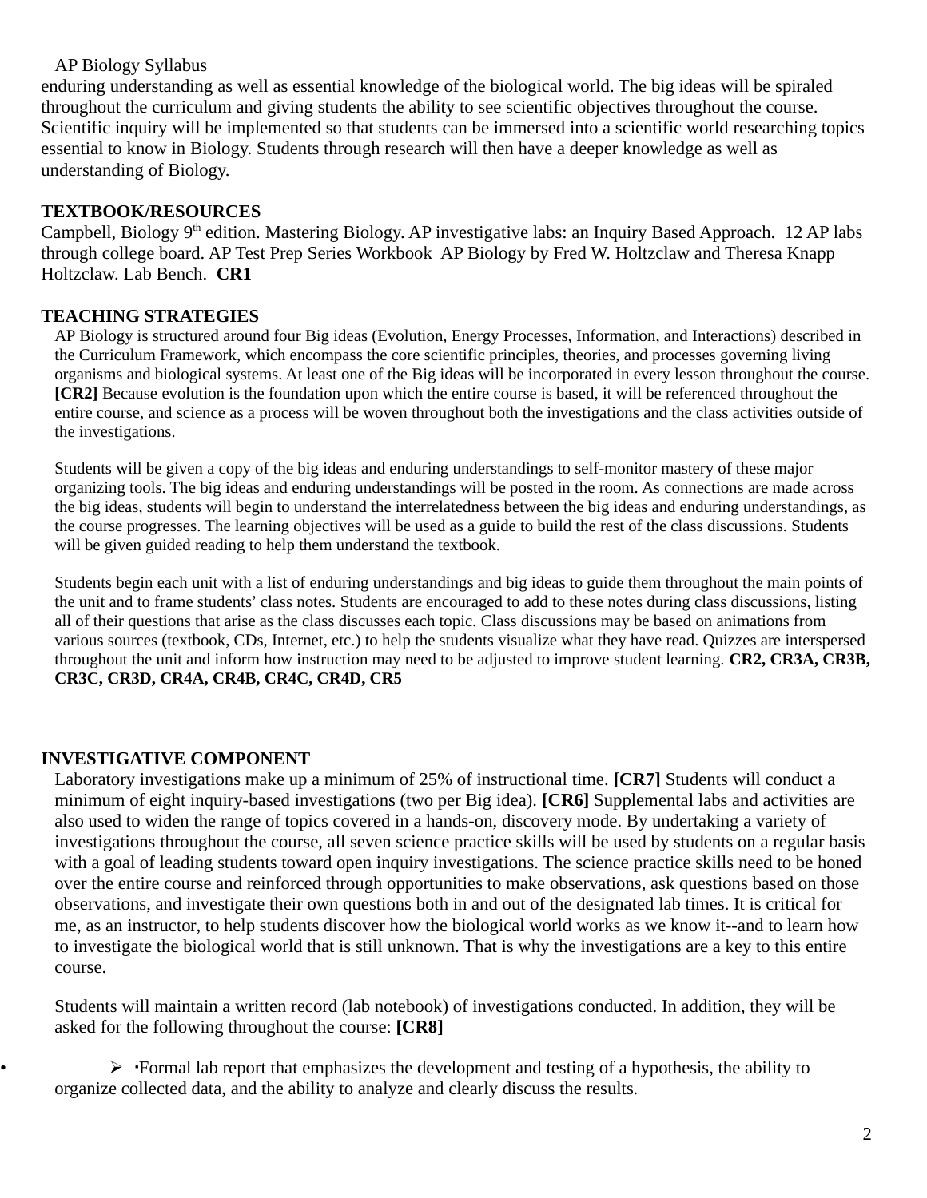enduring understanding as well as essential knowledge of the biological world. The big ideas will be spiraled throughout the curriculum and giving students the ability to see scientific objectives throughout the course. Scientific inquiry will be implemented so that students can be immersed into a scientific world researching topics essential to know in Biology. Students through research will then have a deeper knowledge as well as understanding of Biology.

## TEXTBOOK/RESOURCES

Campbell, Biology 9th edition. Mastering Biology. AP investigative labs: an Inquiry Based Approach. 12 AP labs through college board. AP Test Prep Series Workbook AP Biology by Fred W. Holtzclaw and Theresa Knapp Holtzclaw. Lab Bench. **CR1**

## TEACHING STRATEGIES

AP Biology is structured around four Big ideas (Evolution, Energy Processes, Information, and Interactions) described in the Curriculum Framework, which encompass the core scientific principles, theories, and processes governing living organisms and biological systems. At least one of the Big ideas will be incorporated in every lesson throughout the course. **[CR2]** Because evolution is the foundation upon which the entire course is based, it will be referenced throughout the entire course, and science as a process will be woven throughout both the investigations and the class activities outside of the investigations.

Students will be given a copy of the big ideas and enduring understandings to self-monitor mastery of these major organizing tools. The big ideas and enduring understandings will be posted in the room. As connections are made across the big ideas, students will begin to understand the interrelatedness between the big ideas and enduring understandings, as the course progresses. The learning objectives will be used as a guide to build the rest of the class discussions. Students will be given guided reading to help them understand the textbook.

Students begin each unit with a list of enduring understandings and big ideas to guide them throughout the main points of the unit and to frame students' class notes. Students are encouraged to add to these notes during class discussions, listing all of their questions that arise as the class discusses each topic. Class discussions may be based on animations from various sources (textbook, CDs, Internet, etc.) to help the students visualize what they have read. Quizzes are interspersed throughout the unit and inform how instruction may need to be adjusted to improve student learning. **CR2, CR3A, CR3B, CR3C, CR3D, CR4A, CR4B, CR4C, CR4D, CR5**

## INVESTIGATIVE COMPONENT

Laboratory investigations make up a minimum of 25% of instructional time. **[CR7]** Students will conduct a minimum of eight inquiry-based investigations (two per Big idea). **[CR6]** Supplemental labs and activities are also used to widen the range of topics covered in a hands-on, discovery mode. By undertaking a variety of investigations throughout the course, all seven science practice skills will be used by students on a regular basis with a goal of leading students toward open inquiry investigations. The science practice skills need to be honed over the entire course and reinforced through opportunities to make observations, ask questions based on those observations, and investigate their own questions both in and out of the designated lab times. It is critical for me, as an instructor, to help students discover how the biological world works as we know it--and to learn how to investigate the biological world that is still unknown. That is why the investigations are a key to this entire course.

Students will maintain a written record (lab notebook) of investigations conducted. In addition, they will be asked for the following throughout the course: **[CR8]**

- Formal lab report that emphasizes the development and testing of a hypothesis, the ability to organize collected data, and the ability to analyze and clearly discuss the results.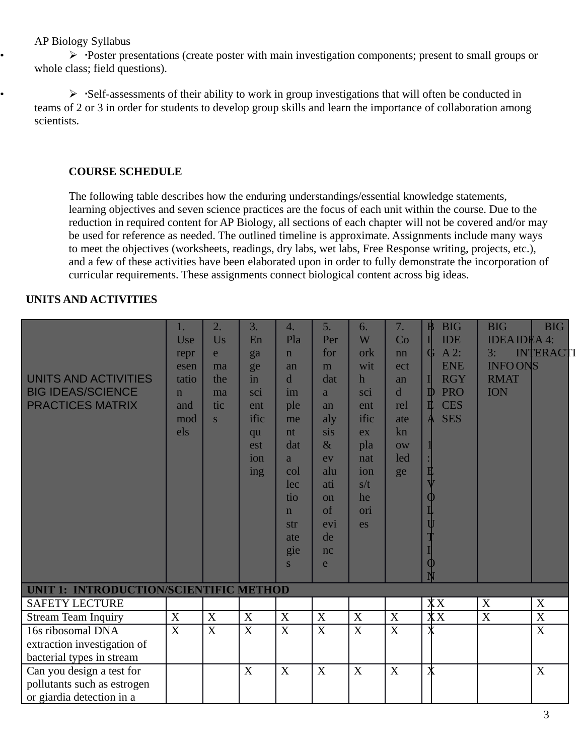- ➢ ·Poster presentations (create poster with main investigation components; present to small groups or whole class; field questions).

- ➢ ·Self-assessments of their ability to work in group investigations that will often be conducted in teams of 2 or 3 in order for students to develop group skills and learn the importance of collaboration among scientists.

**COURSE SCHEDULE**

The following table describes how the enduring understandings/essential knowledge statements, learning objectives and seven science practices are the focus of each unit within the course. Due to the reduction in required content for AP Biology, all sections of each chapter will not be covered and/or may be used for reference as needed. The outlined timeline is approximate. Assignments include many ways to meet the objectives (worksheets, readings, dry labs, wet labs, Free Response writing, projects, etc.), and a few of these activities have been elaborated upon in order to fully demonstrate the incorporation of curricular requirements. These assignments connect biological content across big ideas.

**UNITS AND ACTIVITIES**

| UNITS AND ACTIVITIES BIG IDEAS/SCIENCE PRACTICES MATRIX | 1. Use representation and models | 2. Use mathematics | 3. Engage in scientific questioning | 4. Plan and implement data collection strategies | 5. Perform data analysis & evaluation of evidence | 6. Work with scientific explanations/theories | 7. Connect and relate knowledge | BIG IDEA 1: EVOLUTION | BIG IDEA 2: ENERGY PROCESSES | BIG IDEA 3: INFORMATION | BIG IDEA 4: INTERACTIONS |
|---|---|---|---|---|---|---|---|---|---|---|---|
| **UNIT 1: INTRODUCTION/SCIENTIFIC METHOD** | | | | | | | | | | | |
| SAFETY LECTURE | | | | | | | | X | X | X | X |
| Stream Team Inquiry | X | X | X | X | X | X | X | X | X | X | X |
| 16s ribosomal DNA extraction investigation of bacterial types in stream | X | X | X | X | X | X | X | X | | | X |
| Can you design a test for pollutants such as estrogen or giardia detection in a | | | X | X | X | X | X | X | | | X |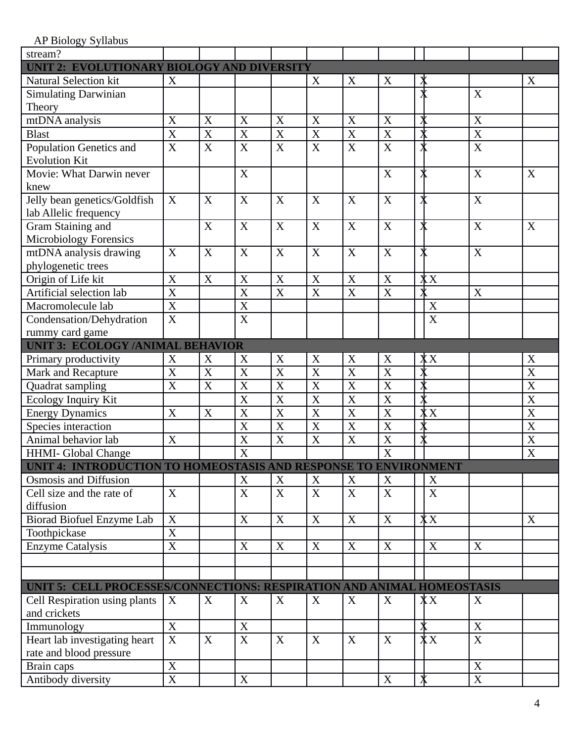| | | | | | | | | | | | |
|---|---|---|---|---|---|---|---|---|---|---|---|
| stream? | | | | | | | | | | | |
| **UNIT 2: EVOLUTIONARY BIOLOGY AND DIVERSITY** | | | | | | | | | | | |
| Natural Selection kit | X | | | | X | X | X | X | | | X |
| Simulating Darwinian Theory | | | | | | | | X | | X | |
| mtDNA analysis | X | X | X | X | X | X | X | X | | X | |
| Blast | X | X | X | X | X | X | X | X | | X | |
| Population Genetics and Evolution Kit | X | X | X | X | X | X | X | X | | X | |
| Movie: What Darwin never knew | | | X | | | | X | X | | X | X |
| Jelly bean genetics/Goldfish lab Allelic frequency | X | X | X | X | X | X | X | X | | X | |
| Gram Staining and Microbiology Forensics | | X | X | X | X | X | X | X | | X | X |
| mtDNA analysis drawing phylogenetic trees | X | X | X | X | X | X | X | X | | X | |
| Origin of Life kit | X | X | X | X | X | X | X | X | X | | |
| Artificial selection lab | X | | X | X | X | X | X | X | | X | |
| Macromolecule lab | X | | X | | | | | | X | | |
| Condensation/Dehydration rummy card game | X | | X | | | | | | X | | |
| **UNIT 3: ECOLOGY /ANIMAL BEHAVIOR** | | | | | | | | | | | |
| Primary productivity | X | X | X | X | X | X | X | X | X | | X |
| Mark and Recapture | X | X | X | X | X | X | X | X | | | X |
| Quadrat sampling | X | X | X | X | X | X | X | X | | | X |
| Ecology Inquiry Kit | | | X | X | X | X | X | X | | | X |
| Energy Dynamics | X | X | X | X | X | X | X | X | X | | X |
| Species interaction | | | X | X | X | X | X | X | | | X |
| Animal behavior lab | X | | X | X | X | X | X | X | | | X |
| HHMI- Global Change | | | X | | | | X | | | | X |
| **UNIT 4: INTRODUCTION TO HOMEOSTASIS AND RESPONSE TO ENVIRONMENT** | | | | | | | | | | | |
| Osmosis and Diffusion | | | X | X | X | X | X | | X | | |
| Cell size and the rate of diffusion | X | | X | X | X | X | X | | X | | |
| Biorad Biofuel Enzyme Lab | X | | X | X | X | X | X | X | X | | X |
| Toothpickase | X | | | | | | | | | | |
| Enzyme Catalysis | X | | X | X | X | X | X | | X | X | |
| | | | | | | | | | | | |
| | | | | | | | | | | | |
| **UNIT 5: CELL PROCESSES/CONNECTIONS: RESPIRATION AND ANIMAL HOMEOSTASIS** | | | | | | | | | | | |
| Cell Respiration using plants and crickets | X | X | X | X | X | X | X | X | X | X | |
| Immunology | X | | X | | | | | X | | X | |
| Heart lab investigating heart rate and blood pressure | X | X | X | X | X | X | X | X | X | X | |
| Brain caps | X | | | | | | | | | X | |
| Antibody diversity | X | | X | | | | X | X | | X | |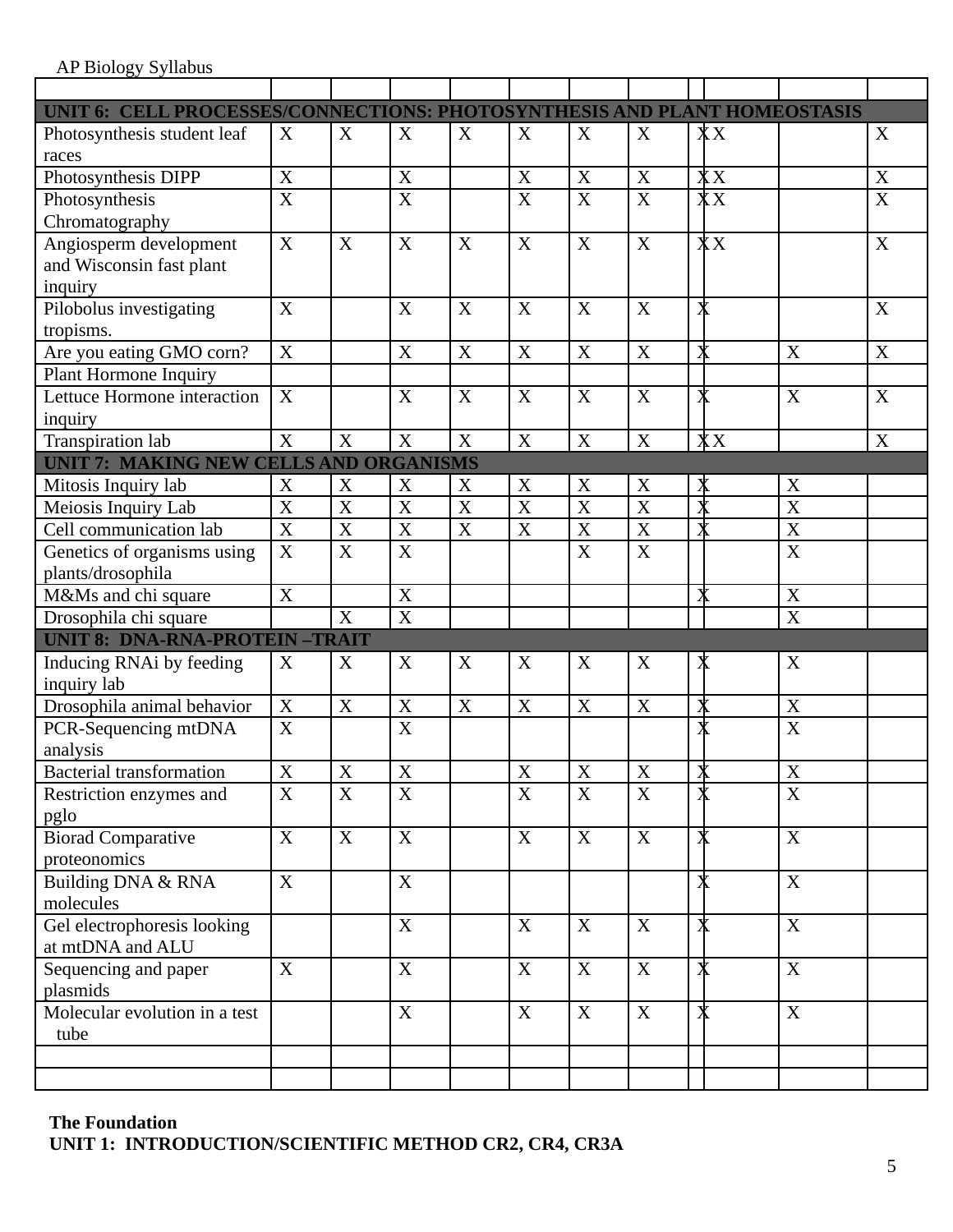AP Biology Syllabus

| | | | | | | | | | | | |
|---|---|---|---|---|---|---|---|---|---|---|---|
| **UNIT 6: CELL PROCESSES/CONNECTIONS: PHOTOSYNTHESIS AND PLANT HOMEOSTASIS** | | | | | | | | | | | |
| Photosynthesis student leaf races | X | X | X | X | X | X | X | X | X | | X |
| Photosynthesis DIPP | X | | X | | X | X | X | X | X | | X |
| Photosynthesis Chromatography | X | | X | | X | X | X | X | X | | X |
| Angiosperm development and Wisconsin fast plant inquiry | X | X | X | X | X | X | X | X | X | | X |
| Pilobolus investigating tropisms. | X | | X | X | X | X | X | X | | | X |
| Are you eating GMO corn? | X | | X | X | X | X | X | X | | X | X |
| Plant Hormone Inquiry | | | | | | | | | | | |
| Lettuce Hormone interaction inquiry | X | | X | X | X | X | X | X | | X | X |
| Transpiration lab | X | X | X | X | X | X | X | X | X | | X |
| **UNIT 7: MAKING NEW CELLS AND ORGANISMS** | | | | | | | | | | | |
| Mitosis Inquiry lab | X | X | X | X | X | X | X | X | | X | |
| Meiosis Inquiry Lab | X | X | X | X | X | X | X | X | | X | |
| Cell communication lab | X | X | X | X | X | X | X | X | | X | |
| Genetics of organisms using plants/drosophila | X | X | X | | | X | X | | | X | |
| M&Ms and chi square | X | | X | | | | | X | | X | |
| Drosophila chi square | | X | X | | | | | | | X | |
| **UNIT 8: DNA-RNA-PROTEIN –TRAIT** | | | | | | | | | | | |
| Inducing RNAi by feeding inquiry lab | X | X | X | X | X | X | X | X | | X | |
| Drosophila animal behavior | X | X | X | X | X | X | X | X | | X | |
| PCR-Sequencing mtDNA analysis | X | | X | | | | | X | | X | |
| Bacterial transformation | X | X | X | | X | X | X | X | | X | |
| Restriction enzymes and pglo | X | X | X | | X | X | X | X | | X | |
| Biorad Comparative proteonomics | X | X | X | | X | X | X | X | | X | |
| Building DNA & RNA molecules | X | | X | | | | | X | | X | |
| Gel electrophoresis looking at mtDNA and ALU | | | X | | X | X | X | X | | X | |
| Sequencing and paper plasmids | X | | X | | X | X | X | X | | X | |
| Molecular evolution in a test tube | | | X | | X | X | X | X | | X | |
| | | | | | | | | | | | |
| | | | | | | | | | | | |

**The Foundation**

**UNIT 1: INTRODUCTION/SCIENTIFIC METHOD CR2, CR4, CR3A**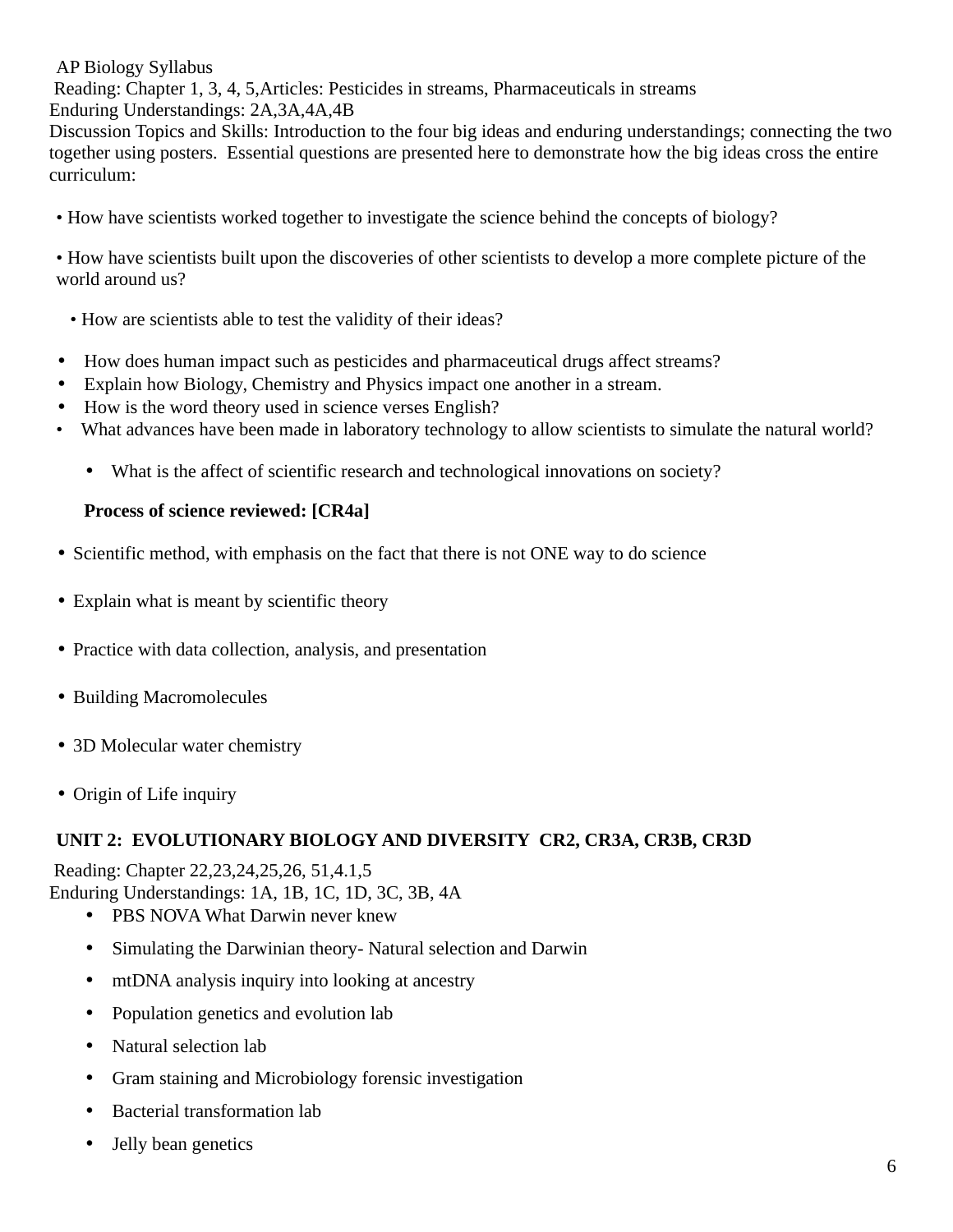AP Biology Syllabus

Reading: Chapter 1, 3, 4, 5,Articles: Pesticides in streams, Pharmaceuticals in streams

Enduring Understandings: 2A,3A,4A,4B

Discussion Topics and Skills: Introduction to the four big ideas and enduring understandings; connecting the two together using posters. Essential questions are presented here to demonstrate how the big ideas cross the entire curriculum:

- How have scientists worked together to investigate the science behind the concepts of biology?
- How have scientists built upon the discoveries of other scientists to develop a more complete picture of the world around us?
- How are scientists able to test the validity of their ideas?
- How does human impact such as pesticides and pharmaceutical drugs affect streams?
- Explain how Biology, Chemistry and Physics impact one another in a stream.
- How is the word theory used in science verses English?
- What advances have been made in laboratory technology to allow scientists to simulate the natural world?
- What is the affect of scientific research and technological innovations on society?

**Process of science reviewed: [CR4a]**

- Scientific method, with emphasis on the fact that there is not ONE way to do science
- Explain what is meant by scientific theory
- Practice with data collection, analysis, and presentation
- Building Macromolecules
- 3D Molecular water chemistry
- Origin of Life inquiry

## UNIT 2: EVOLUTIONARY BIOLOGY AND DIVERSITY CR2, CR3A, CR3B, CR3D

Reading: Chapter 22,23,24,25,26, 51,4.1,5

Enduring Understandings: 1A, 1B, 1C, 1D, 3C, 3B, 4A

- PBS NOVA What Darwin never knew
- Simulating the Darwinian theory- Natural selection and Darwin
- mtDNA analysis inquiry into looking at ancestry
- Population genetics and evolution lab
- Natural selection lab
- Gram staining and Microbiology forensic investigation
- Bacterial transformation lab
- Jelly bean genetics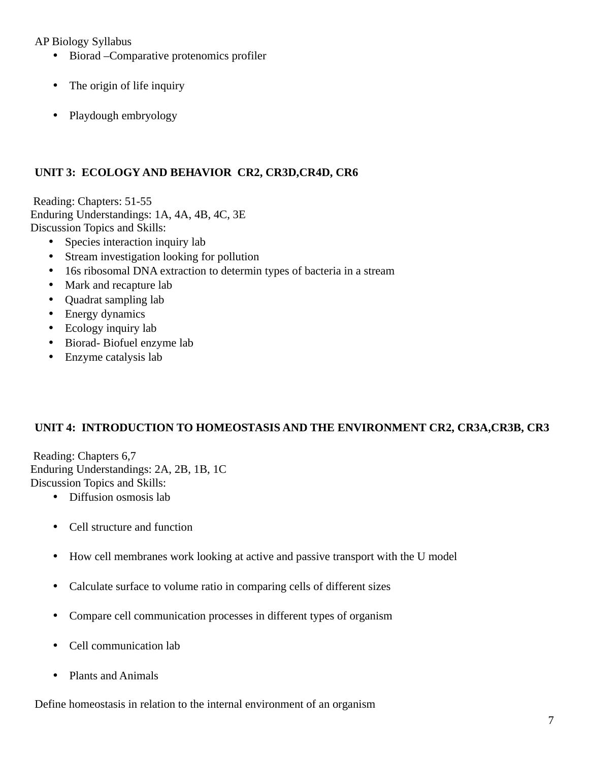AP Biology Syllabus

- Biorad –Comparative protenomics profiler
- The origin of life inquiry
- Playdough embryology

## UNIT 3: ECOLOGY AND BEHAVIOR CR2, CR3D,CR4D, CR6

Reading: Chapters: 51-55
Enduring Understandings: 1A, 4A, 4B, 4C, 3E
Discussion Topics and Skills:

- Species interaction inquiry lab
- Stream investigation looking for pollution
- 16s ribosomal DNA extraction to determin types of bacteria in a stream
- Mark and recapture lab
- Quadrat sampling lab
- Energy dynamics
- Ecology inquiry lab
- Biorad- Biofuel enzyme lab
- Enzyme catalysis lab

## UNIT 4: INTRODUCTION TO HOMEOSTASIS AND THE ENVIRONMENT CR2, CR3A,CR3B, CR3

Reading: Chapters 6,7
Enduring Understandings: 2A, 2B, 1B, 1C
Discussion Topics and Skills:

- Diffusion osmosis lab
- Cell structure and function
- How cell membranes work looking at active and passive transport with the U model
- Calculate surface to volume ratio in comparing cells of different sizes
- Compare cell communication processes in different types of organism
- Cell communication lab
- Plants and Animals

Define homeostasis in relation to the internal environment of an organism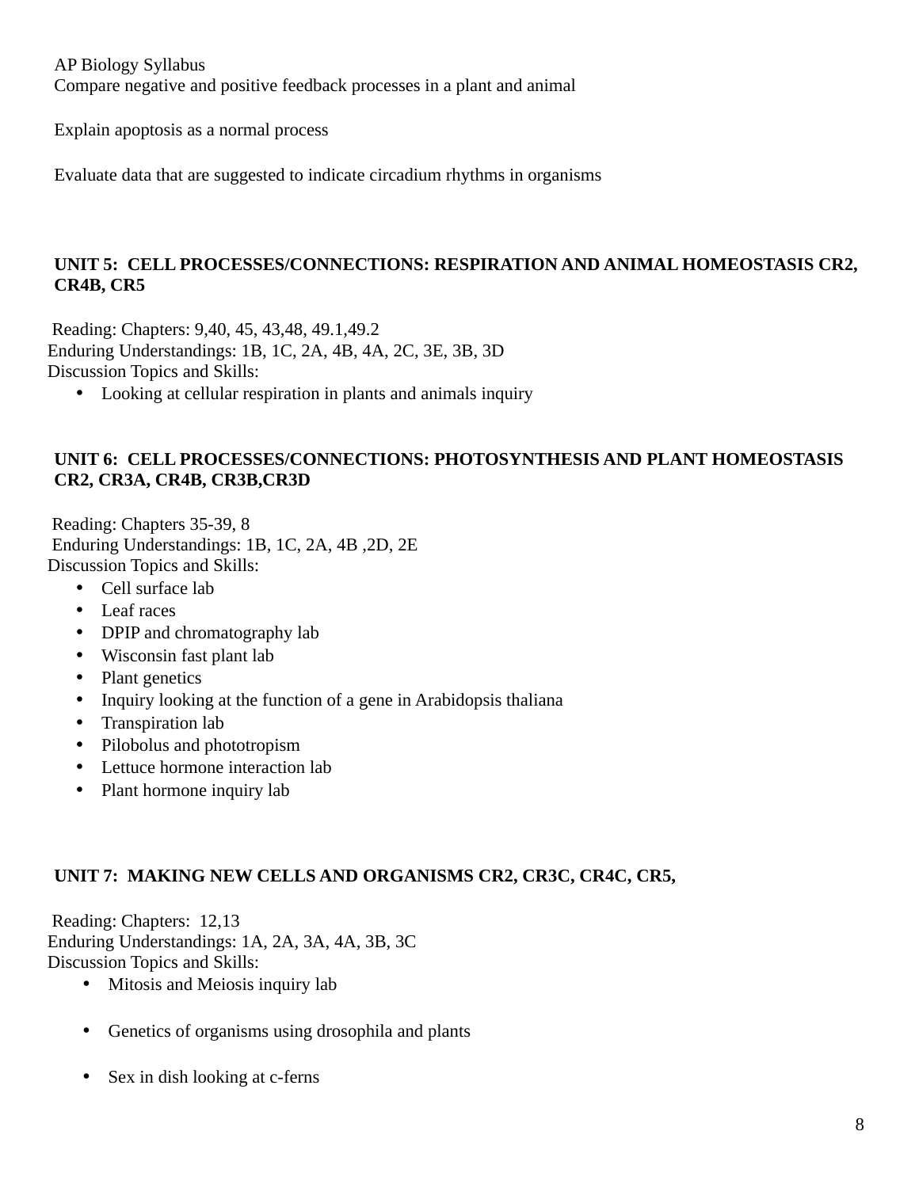Compare negative and positive feedback processes in a plant and animal

Explain apoptosis as a normal process

Evaluate data that are suggested to indicate circadium rhythms in organisms

**UNIT 5: CELL PROCESSES/CONNECTIONS: RESPIRATION AND ANIMAL HOMEOSTASIS CR2, CR4B, CR5**

Reading: Chapters: 9,40, 45, 43,48, 49.1,49.2
Enduring Understandings: 1B, 1C, 2A, 4B, 4A, 2C, 3E, 3B, 3D
Discussion Topics and Skills:

- Looking at cellular respiration in plants and animals inquiry

**UNIT 6: CELL PROCESSES/CONNECTIONS: PHOTOSYNTHESIS AND PLANT HOMEOSTASIS CR2, CR3A, CR4B, CR3B,CR3D**

Reading: Chapters 35-39, 8
Enduring Understandings: 1B, 1C, 2A, 4B ,2D, 2E
Discussion Topics and Skills:

- Cell surface lab
- Leaf races
- DPIP and chromatography lab
- Wisconsin fast plant lab
- Plant genetics
- Inquiry looking at the function of a gene in Arabidopsis thaliana
- Transpiration lab
- Pilobolus and phototropism
- Lettuce hormone interaction lab
- Plant hormone inquiry lab

**UNIT 7: MAKING NEW CELLS AND ORGANISMS CR2, CR3C, CR4C, CR5,**

Reading: Chapters: 12,13
Enduring Understandings: 1A, 2A, 3A, 4A, 3B, 3C
Discussion Topics and Skills:

- Mitosis and Meiosis inquiry lab
- Genetics of organisms using drosophila and plants
- Sex in dish looking at c-ferns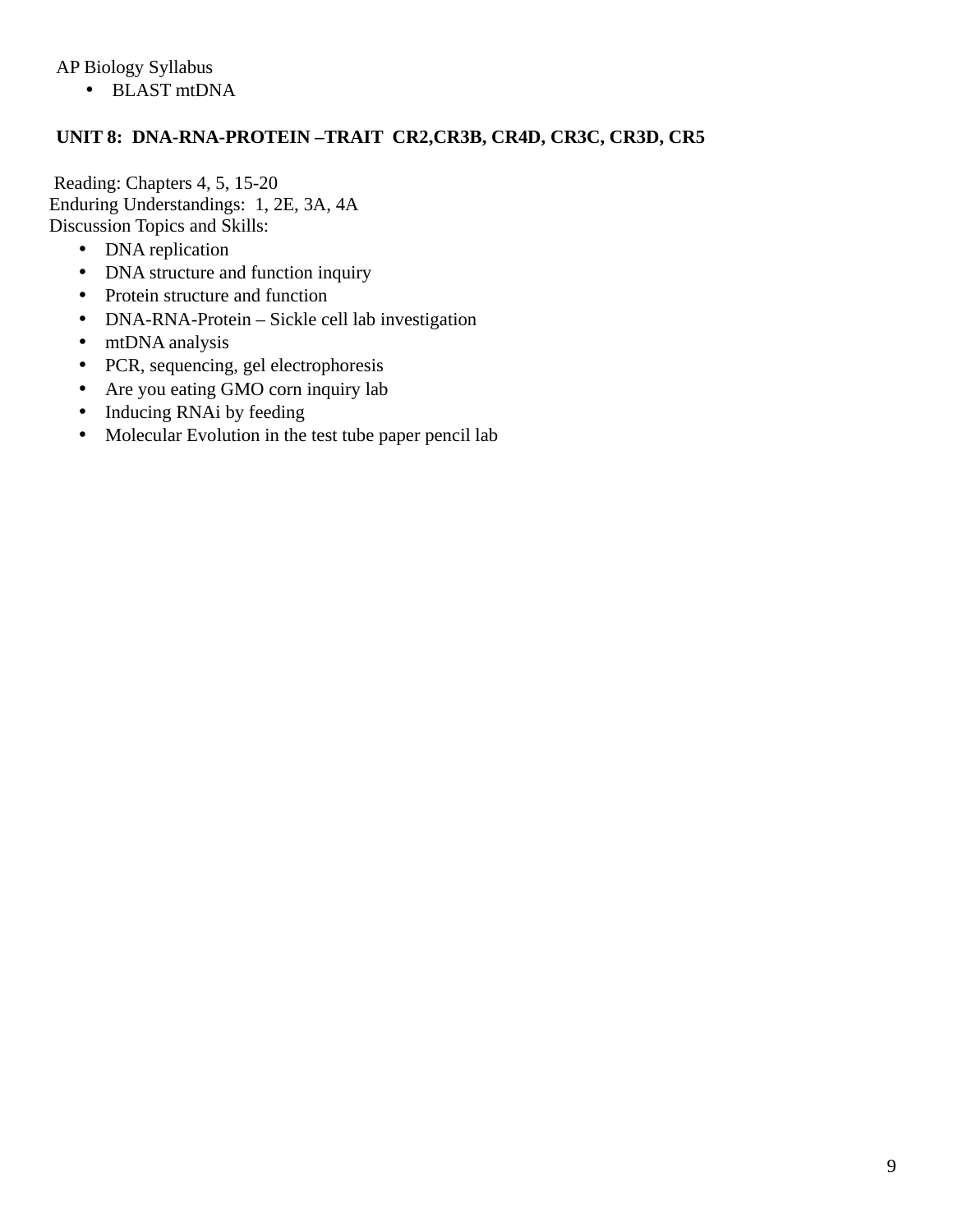- BLAST mtDNA

**UNIT 8: DNA-RNA-PROTEIN –TRAIT CR2,CR3B, CR4D, CR3C, CR3D, CR5**

Reading: Chapters 4, 5, 15-20
Enduring Understandings: 1, 2E, 3A, 4A
Discussion Topics and Skills:

- DNA replication
- DNA structure and function inquiry
- Protein structure and function
- DNA-RNA-Protein – Sickle cell lab investigation
- mtDNA analysis
- PCR, sequencing, gel electrophoresis
- Are you eating GMO corn inquiry lab
- Inducing RNAi by feeding
- Molecular Evolution in the test tube paper pencil lab